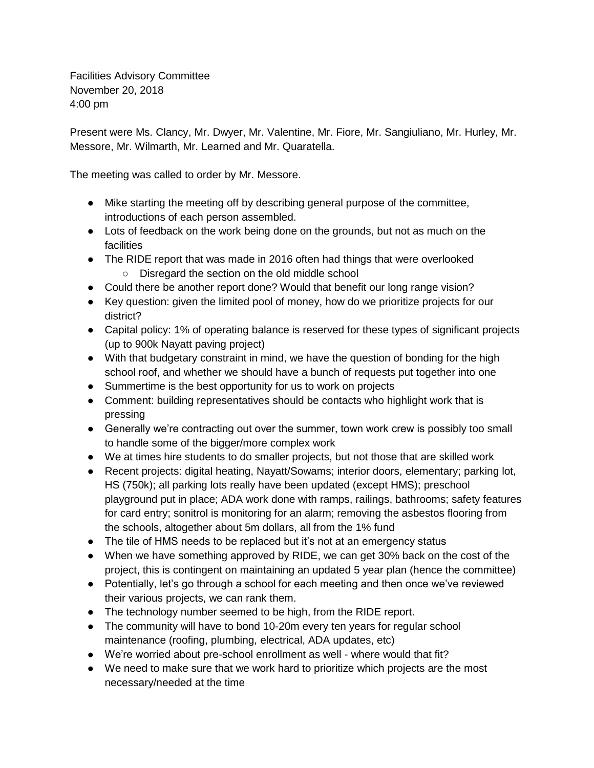Facilities Advisory Committee
November 20, 2018
4:00 pm

Present were Ms. Clancy, Mr. Dwyer, Mr. Valentine, Mr. Fiore, Mr. Sangiuliano, Mr. Hurley, Mr. Messore, Mr. Wilmarth, Mr. Learned and Mr. Quaratella.

The meeting was called to order by Mr. Messore.

- Mike starting the meeting off by describing general purpose of the committee, introductions of each person assembled.
- Lots of feedback on the work being done on the grounds, but not as much on the facilities
- The RIDE report that was made in 2016 often had things that were overlooked
  - Disregard the section on the old middle school
- Could there be another report done? Would that benefit our long range vision?
- Key question: given the limited pool of money, how do we prioritize projects for our district?
- Capital policy: 1% of operating balance is reserved for these types of significant projects (up to 900k Nayatt paving project)
- With that budgetary constraint in mind, we have the question of bonding for the high school roof, and whether we should have a bunch of requests put together into one
- Summertime is the best opportunity for us to work on projects
- Comment: building representatives should be contacts who highlight work that is pressing
- Generally we're contracting out over the summer, town work crew is possibly too small to handle some of the bigger/more complex work
- We at times hire students to do smaller projects, but not those that are skilled work
- Recent projects: digital heating, Nayatt/Sowams; interior doors, elementary; parking lot, HS (750k); all parking lots really have been updated (except HMS); preschool playground put in place; ADA work done with ramps, railings, bathrooms; safety features for card entry; sonitrol is monitoring for an alarm; removing the asbestos flooring from the schools, altogether about 5m dollars, all from the 1% fund
- The tile of HMS needs to be replaced but it's not at an emergency status
- When we have something approved by RIDE, we can get 30% back on the cost of the project, this is contingent on maintaining an updated 5 year plan (hence the committee)
- Potentially, let's go through a school for each meeting and then once we've reviewed their various projects, we can rank them.
- The technology number seemed to be high, from the RIDE report.
- The community will have to bond 10-20m every ten years for regular school maintenance (roofing, plumbing, electrical, ADA updates, etc)
- We're worried about pre-school enrollment as well - where would that fit?
- We need to make sure that we work hard to prioritize which projects are the most necessary/needed at the time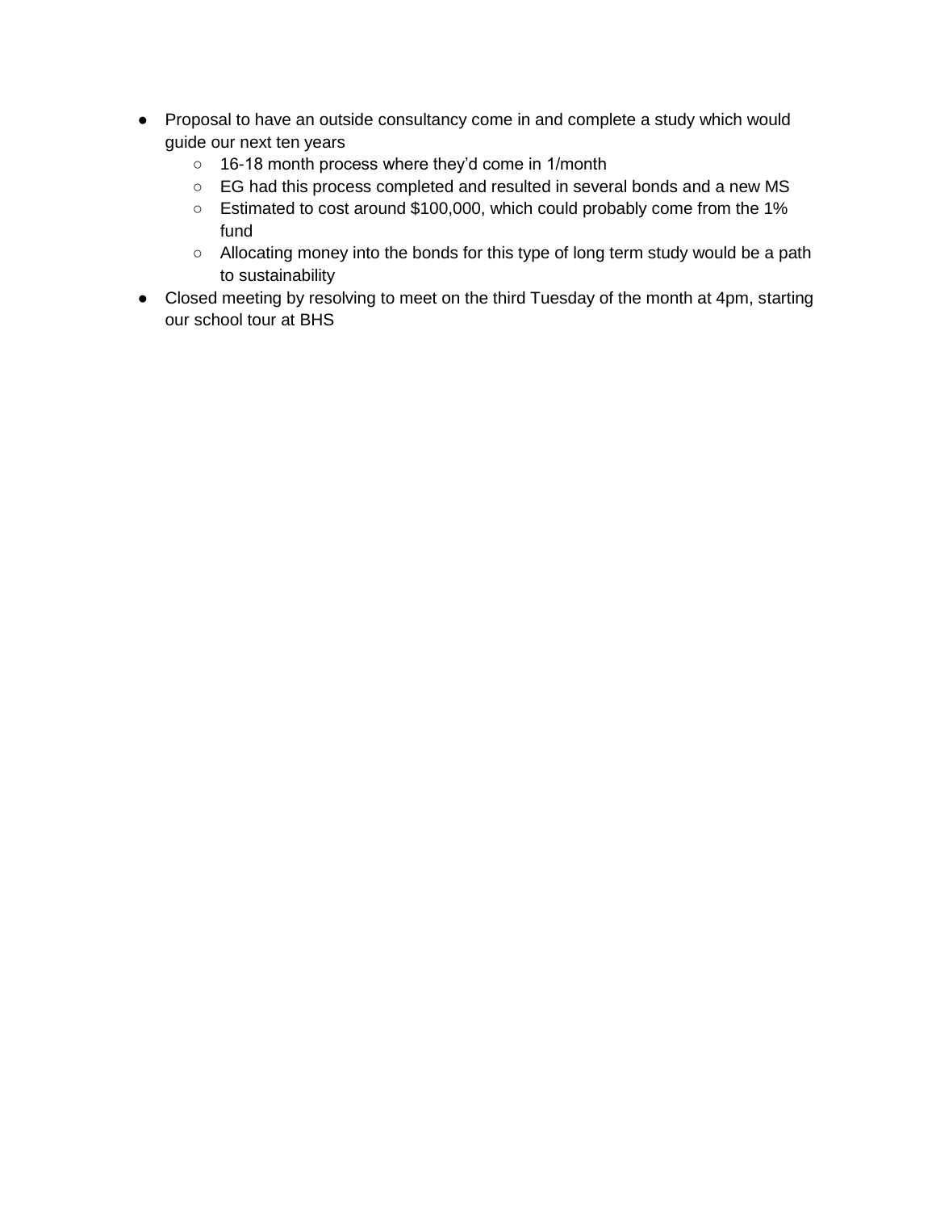- Proposal to have an outside consultancy come in and complete a study which would guide our next ten years
    - 16-18 month process where they'd come in 1/month
    - EG had this process completed and resulted in several bonds and a new MS
    - Estimated to cost around $100,000, which could probably come from the 1% fund
    - Allocating money into the bonds for this type of long term study would be a path to sustainability
- Closed meeting by resolving to meet on the third Tuesday of the month at 4pm, starting our school tour at BHS